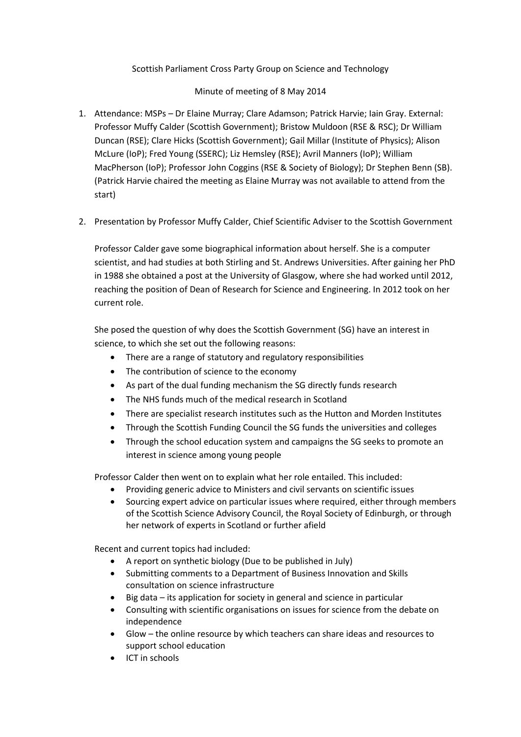Scottish Parliament Cross Party Group on Science and Technology

Minute of meeting of 8 May 2014

1. Attendance: MSPs – Dr Elaine Murray; Clare Adamson; Patrick Harvie; Iain Gray. External: Professor Muffy Calder (Scottish Government); Bristow Muldoon (RSE & RSC); Dr William Duncan (RSE); Clare Hicks (Scottish Government); Gail Millar (Institute of Physics); Alison McLure (IoP); Fred Young (SSERC); Liz Hemsley (RSE); Avril Manners (IoP); William MacPherson (IoP); Professor John Coggins (RSE & Society of Biology); Dr Stephen Benn (SB). (Patrick Harvie chaired the meeting as Elaine Murray was not available to attend from the start)

2. Presentation by Professor Muffy Calder, Chief Scientific Adviser to the Scottish Government

   Professor Calder gave some biographical information about herself. She is a computer scientist, and had studies at both Stirling and St. Andrews Universities. After gaining her PhD in 1988 she obtained a post at the University of Glasgow, where she had worked until 2012, reaching the position of Dean of Research for Science and Engineering. In 2012 took on her current role.

   She posed the question of why does the Scottish Government (SG) have an interest in science, to which she set out the following reasons:

   - There are a range of statutory and regulatory responsibilities
   - The contribution of science to the economy
   - As part of the dual funding mechanism the SG directly funds research
   - The NHS funds much of the medical research in Scotland
   - There are specialist research institutes such as the Hutton and Morden Institutes
   - Through the Scottish Funding Council the SG funds the universities and colleges
   - Through the school education system and campaigns the SG seeks to promote an interest in science among young people

   Professor Calder then went on to explain what her role entailed. This included:

   - Providing generic advice to Ministers and civil servants on scientific issues
   - Sourcing expert advice on particular issues where required, either through members of the Scottish Science Advisory Council, the Royal Society of Edinburgh, or through her network of experts in Scotland or further afield

   Recent and current topics had included:

   - A report on synthetic biology (Due to be published in July)
   - Submitting comments to a Department of Business Innovation and Skills consultation on science infrastructure
   - Big data – its application for society in general and science in particular
   - Consulting with scientific organisations on issues for science from the debate on independence
   - Glow – the online resource by which teachers can share ideas and resources to support school education
   - ICT in schools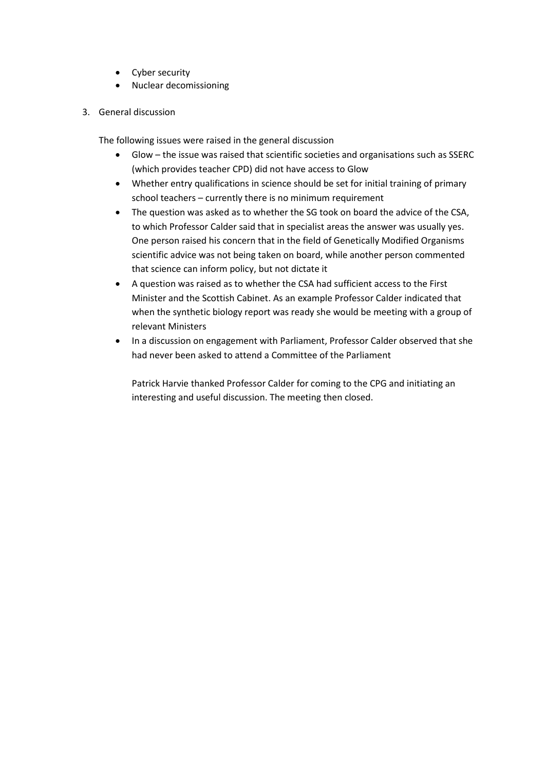- Cyber security
- Nuclear decomissioning

3. General discussion

   The following issues were raised in the general discussion

   - Glow – the issue was raised that scientific societies and organisations such as SSERC (which provides teacher CPD) did not have access to Glow
   - Whether entry qualifications in science should be set for initial training of primary school teachers – currently there is no minimum requirement
   - The question was asked as to whether the SG took on board the advice of the CSA, to which Professor Calder said that in specialist areas the answer was usually yes. One person raised his concern that in the field of Genetically Modified Organisms scientific advice was not being taken on board, while another person commented that science can inform policy, but not dictate it
   - A question was raised as to whether the CSA had sufficient access to the First Minister and the Scottish Cabinet. As an example Professor Calder indicated that when the synthetic biology report was ready she would be meeting with a group of relevant Ministers
   - In a discussion on engagement with Parliament, Professor Calder observed that she had never been asked to attend a Committee of the Parliament

   Patrick Harvie thanked Professor Calder for coming to the CPG and initiating an interesting and useful discussion. The meeting then closed.